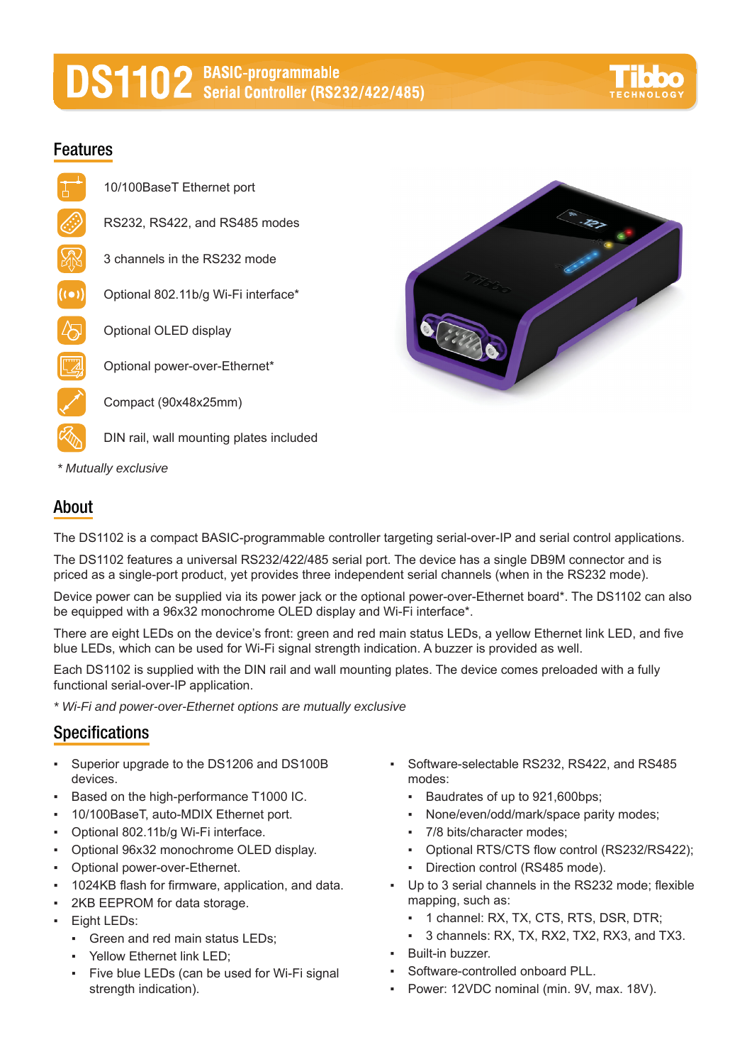# DS1102 BASIC-programmable Serial Controller (RS232/422/485)

## Features

- 10/100BaseT Ethernet port
- RS232, RS422, and RS485 modes
- 3 channels in the RS232 mode
- Optional 802.11b/g Wi-Fi interface*
- Optional OLED display
- Optional power-over-Ethernet*
- Compact (90x48x25mm)
- DIN rail, wall mounting plates included

*\* Mutually exclusive*

## About

The DS1102 is a compact BASIC-programmable controller targeting serial-over-IP and serial control applications.

The DS1102 features a universal RS232/422/485 serial port. The device has a single DB9M connector and is priced as a single-port product, yet provides three independent serial channels (when in the RS232 mode).

Device power can be supplied via its power jack or the optional power-over-Ethernet board*. The DS1102 can also be equipped with a 96x32 monochrome OLED display and Wi-Fi interface*.

There are eight LEDs on the device's front: green and red main status LEDs, a yellow Ethernet link LED, and five blue LEDs, which can be used for Wi-Fi signal strength indication. A buzzer is provided as well.

Each DS1102 is supplied with the DIN rail and wall mounting plates. The device comes preloaded with a fully functional serial-over-IP application.

*\* Wi-Fi and power-over-Ethernet options are mutually exclusive*

## Specifications

- Superior upgrade to the DS1206 and DS100B devices.
- Based on the high-performance T1000 IC.
- 10/100BaseT, auto-MDIX Ethernet port.
- Optional 802.11b/g Wi-Fi interface.
- Optional 96x32 monochrome OLED display.
- Optional power-over-Ethernet.
- 1024KB flash for firmware, application, and data.
- 2KB EEPROM for data storage.
- Eight LEDs:
  - Green and red main status LEDs;
  - Yellow Ethernet link LED;
  - Five blue LEDs (can be used for Wi-Fi signal strength indication).
- Software-selectable RS232, RS422, and RS485 modes:
  - Baudrates of up to 921,600bps;
  - None/even/odd/mark/space parity modes;
  - 7/8 bits/character modes;
  - Optional RTS/CTS flow control (RS232/RS422);
  - Direction control (RS485 mode).
- Up to 3 serial channels in the RS232 mode; flexible mapping, such as:
  - 1 channel: RX, TX, CTS, RTS, DSR, DTR;
  - 3 channels: RX, TX, RX2, TX2, RX3, and TX3.
- Built-in buzzer.
- Software-controlled onboard PLL.
- Power: 12VDC nominal (min. 9V, max. 18V).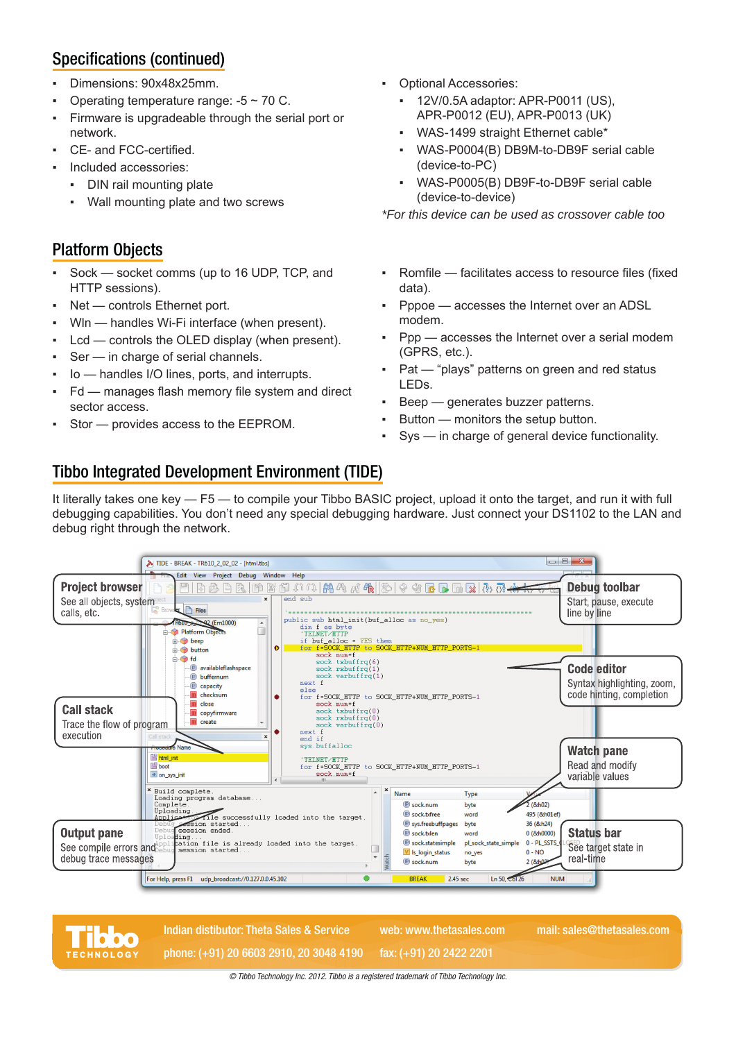## Specifications (continued)

- Dimensions: 90x48x25mm.
- Operating temperature range: -5 ~ 70 C.
- Firmware is upgradeable through the serial port or network.
- CE- and FCC-certified.
- Included accessories:
  - DIN rail mounting plate
  - Wall mounting plate and two screws
- Optional Accessories:
  - 12V/0.5A adaptor: APR-P0011 (US), APR-P0012 (EU), APR-P0013 (UK)
  - WAS-1499 straight Ethernet cable*
  - WAS-P0004(B) DB9M-to-DB9F serial cable (device-to-PC)
  - WAS-P0005(B) DB9F-to-DB9F serial cable (device-to-device)

*\*For this device can be used as crossover cable too*

## Platform Objects

- Sock — socket comms (up to 16 UDP, TCP, and HTTP sessions).
- Net — controls Ethernet port.
- Wln — handles Wi-Fi interface (when present).
- Lcd — controls the OLED display (when present).
- Ser — in charge of serial channels.
- Io — handles I/O lines, ports, and interrupts.
- Fd — manages flash memory file system and direct sector access.
- Stor — provides access to the EEPROM.
- Romfile — facilitates access to resource files (fixed data).
- Pppoe — accesses the Internet over an ADSL modem.
- Ppp — accesses the Internet over a serial modem (GPRS, etc.).
- Pat — "plays" patterns on green and red status LEDs.
- Beep — generates buzzer patterns.
- Button — monitors the setup button.
- Sys — in charge of general device functionality.

## Tibbo Integrated Development Environment (TIDE)

It literally takes one key — F5 — to compile your Tibbo BASIC project, upload it onto the target, and run it with full debugging capabilities. You don't need any special debugging hardware. Just connect your DS1102 to the LAN and debug right through the network.

**Project browser**
See all objects, system calls, etc.

**Call stack**
Trace the flow of program execution

**Output pane**
See compile errors and debug trace messages

**Debug toolbar**
Start, pause, execute line by line

**Code editor**
Syntax highlighting, zoom, code hinting, completion

**Watch pane**
Read and modify variable values

**Status bar**
See target state in real-time

Indian distibutor: Theta Sales & Service web: www.thetasales.com mail: sales@thetasales.com

phone: (+91) 20 6603 2910, 20 3048 4190 fax: (+91) 20 2422 2201

© Tibbo Technology Inc. 2012. Tibbo is a registered trademark of Tibbo Technology Inc.